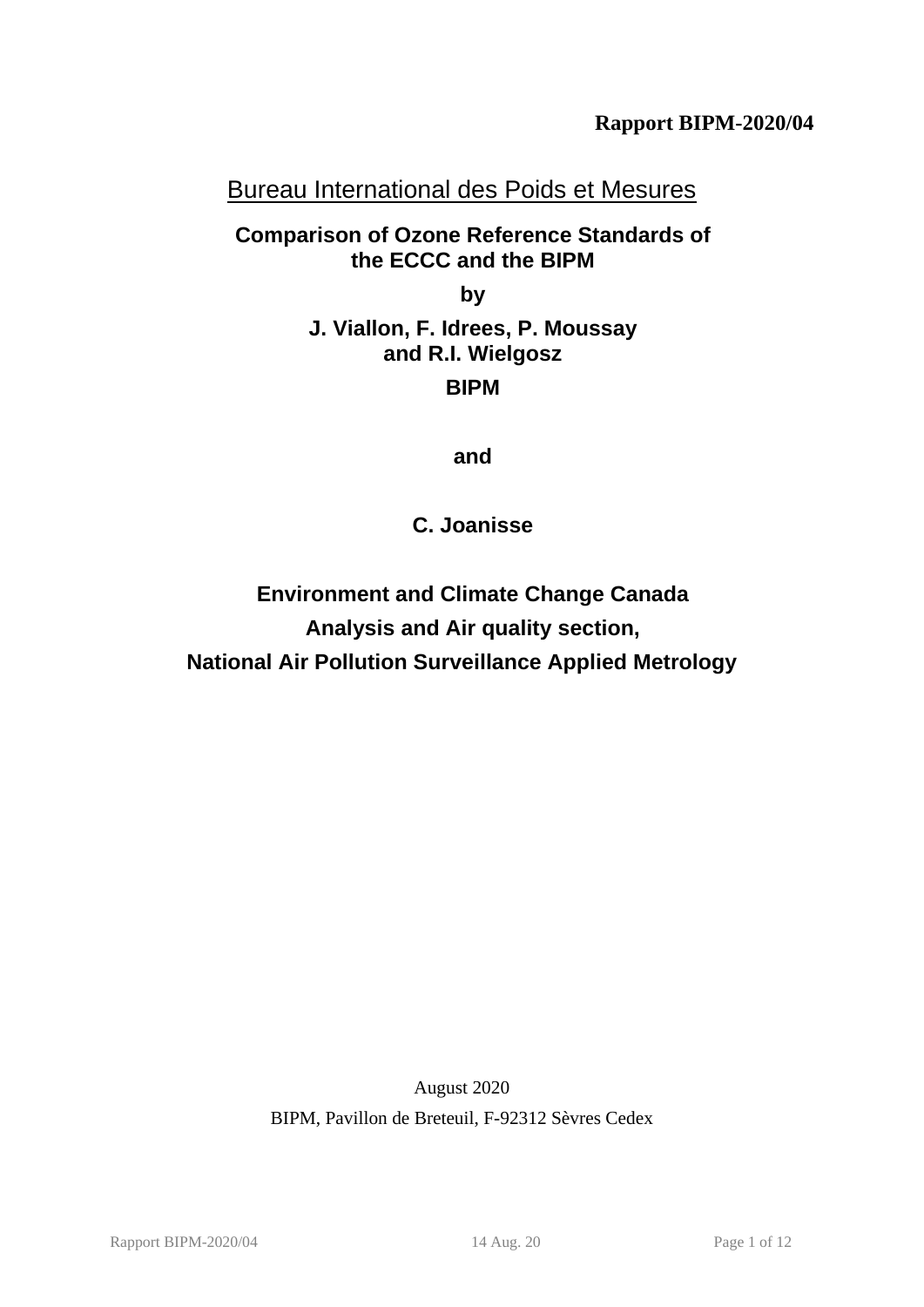**Rapport BIPM-2020/04**

Bureau International des Poids et Mesures

# Comparison of Ozone Reference Standards of the ECCC and the BIPM

by

**J. Viallon, F. Idrees, P. Moussay and R.I. Wielgosz**

**BIPM**

**and**

**C. Joanisse**

**Environment and Climate Change Canada**
**Analysis and Air quality section,**
**National Air Pollution Surveillance Applied Metrology**

August 2020

BIPM, Pavillon de Breteuil, F-92312 Sèvres Cedex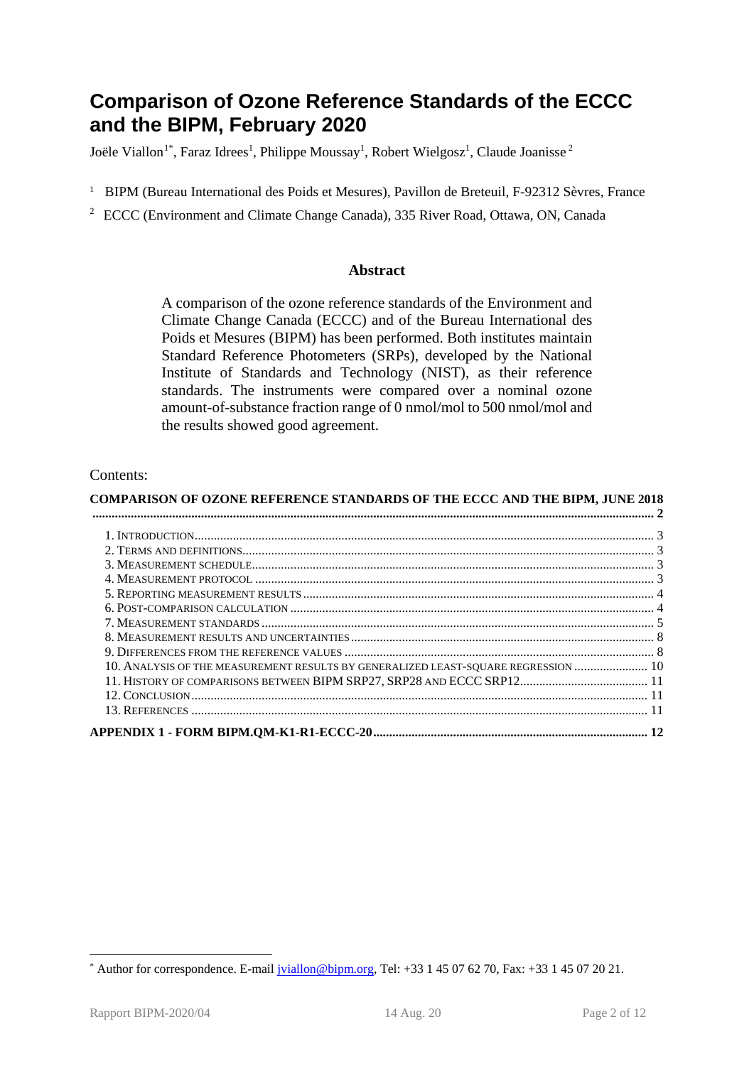# Comparison of Ozone Reference Standards of the ECCC and the BIPM, February 2020

Joële Viallon[1*], Faraz Idrees[1], Philippe Moussay[1], Robert Wielgosz[1], Claude Joanisse[2]

[1] BIPM (Bureau International des Poids et Mesures), Pavillon de Breteuil, F-92312 Sèvres, France

[2] ECCC (Environment and Climate Change Canada), 335 River Road, Ottawa, ON, Canada

## Abstract

A comparison of the ozone reference standards of the Environment and Climate Change Canada (ECCC) and of the Bureau International des Poids et Mesures (BIPM) has been performed. Both institutes maintain Standard Reference Photometers (SRPs), developed by the National Institute of Standards and Technology (NIST), as their reference standards. The instruments were compared over a nominal ozone amount-of-substance fraction range of 0 nmol/mol to 500 nmol/mol and the results showed good agreement.

Contents:

**COMPARISON OF OZONE REFERENCE STANDARDS OF THE ECCC AND THE BIPM, JUNE 2018 ........ 2**

1. INTRODUCTION ........ 3
2. TERMS AND DEFINITIONS ........ 3
3. MEASUREMENT SCHEDULE ........ 3
4. MEASUREMENT PROTOCOL ........ 3
5. REPORTING MEASUREMENT RESULTS ........ 4
6. POST-COMPARISON CALCULATION ........ 4
7. MEASUREMENT STANDARDS ........ 5
8. MEASUREMENT RESULTS AND UNCERTAINTIES ........ 8
9. DIFFERENCES FROM THE REFERENCE VALUES ........ 8
10. ANALYSIS OF THE MEASUREMENT RESULTS BY GENERALIZED LEAST-SQUARE REGRESSION ........ 10
11. HISTORY OF COMPARISONS BETWEEN BIPM SRP27, SRP28 AND ECCC SRP12 ........ 11
12. CONCLUSION ........ 11
13. REFERENCES ........ 11

**APPENDIX 1 - FORM BIPM.QM-K1-R1-ECCC-20 ........ 12**

---

[*] Author for correspondence. E-mail jviallon@bipm.org, Tel: +33 1 45 07 62 70, Fax: +33 1 45 07 20 21.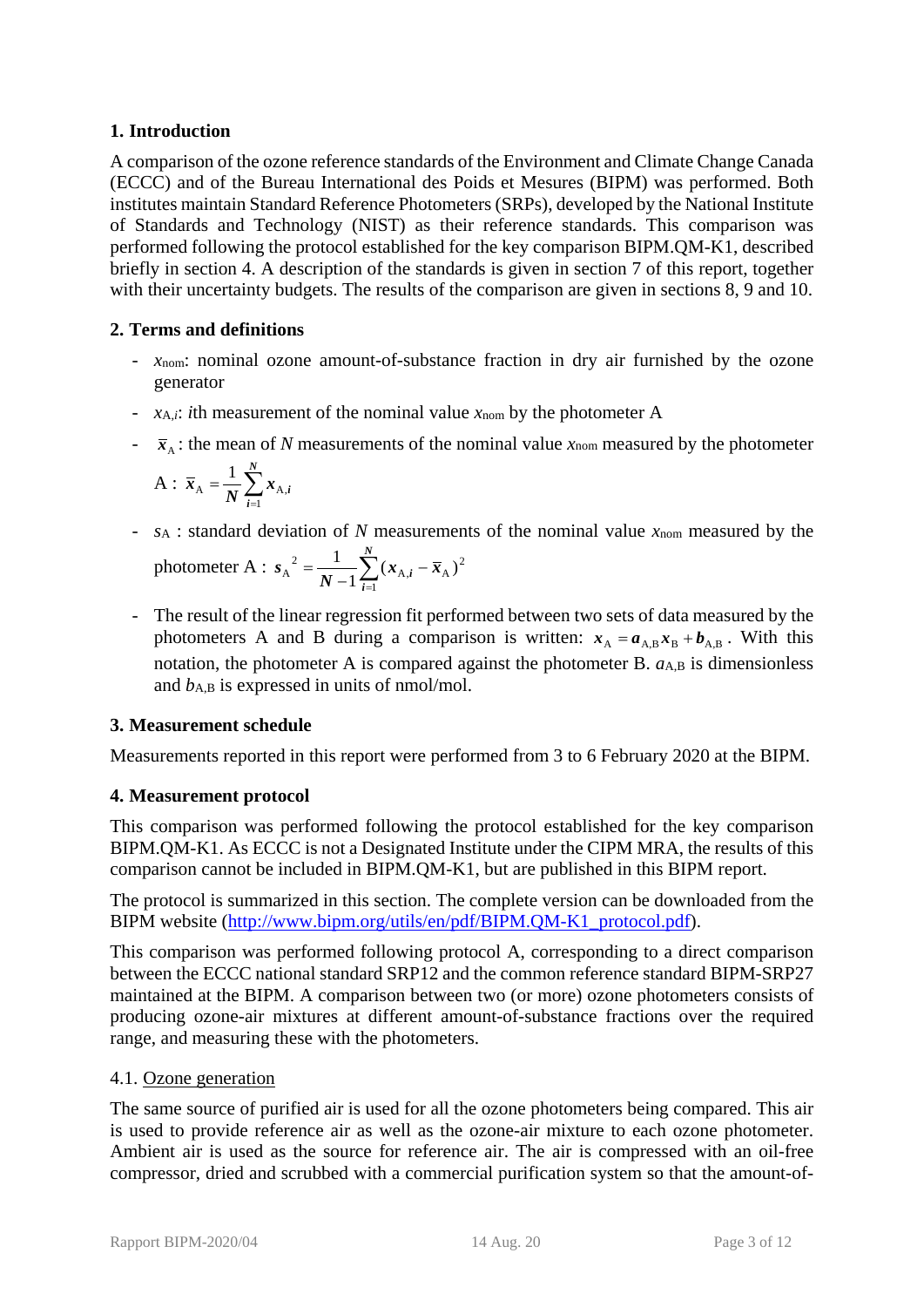## 1. Introduction

A comparison of the ozone reference standards of the Environment and Climate Change Canada (ECCC) and of the Bureau International des Poids et Mesures (BIPM) was performed. Both institutes maintain Standard Reference Photometers (SRPs), developed by the National Institute of Standards and Technology (NIST) as their reference standards. This comparison was performed following the protocol established for the key comparison BIPM.QM-K1, described briefly in section 4. A description of the standards is given in section 7 of this report, together with their uncertainty budgets. The results of the comparison are given in sections 8, 9 and 10.

## 2. Terms and definitions

- $x_{\text{nom}}$: nominal ozone amount-of-substance fraction in dry air furnished by the ozone generator
- $x_{\text{A},i}$: $i$th measurement of the nominal value $x_{\text{nom}}$ by the photometer A
- $\bar{x}_{\text{A}}$: the mean of $N$ measurements of the nominal value $x_{\text{nom}}$ measured by the photometer A : $\bar{x}_{\text{A}} = \frac{1}{N}\sum_{i=1}^{N} x_{\text{A},i}$
- $s_{\text{A}}$ : standard deviation of $N$ measurements of the nominal value $x_{\text{nom}}$ measured by the photometer A : $s_{\text{A}}^{\,2} = \frac{1}{N-1}\sum_{i=1}^{N} (x_{\text{A},i} - \bar{x}_{\text{A}})^2$
- The result of the linear regression fit performed between two sets of data measured by the photometers A and B during a comparison is written: $x_{\text{A}} = a_{\text{A,B}} x_{\text{B}} + b_{\text{A,B}}$. With this notation, the photometer A is compared against the photometer B. $a_{\text{A,B}}$ is dimensionless and $b_{\text{A,B}}$ is expressed in units of nmol/mol.

## 3. Measurement schedule

Measurements reported in this report were performed from 3 to 6 February 2020 at the BIPM.

## 4. Measurement protocol

This comparison was performed following the protocol established for the key comparison BIPM.QM-K1. As ECCC is not a Designated Institute under the CIPM MRA, the results of this comparison cannot be included in BIPM.QM-K1, but are published in this BIPM report.

The protocol is summarized in this section. The complete version can be downloaded from the BIPM website (http://www.bipm.org/utils/en/pdf/BIPM.QM-K1_protocol.pdf).

This comparison was performed following protocol A, corresponding to a direct comparison between the ECCC national standard SRP12 and the common reference standard BIPM-SRP27 maintained at the BIPM. A comparison between two (or more) ozone photometers consists of producing ozone-air mixtures at different amount-of-substance fractions over the required range, and measuring these with the photometers.

### 4.1. Ozone generation

The same source of purified air is used for all the ozone photometers being compared. This air is used to provide reference air as well as the ozone-air mixture to each ozone photometer. Ambient air is used as the source for reference air. The air is compressed with an oil-free compressor, dried and scrubbed with a commercial purification system so that the amount-of-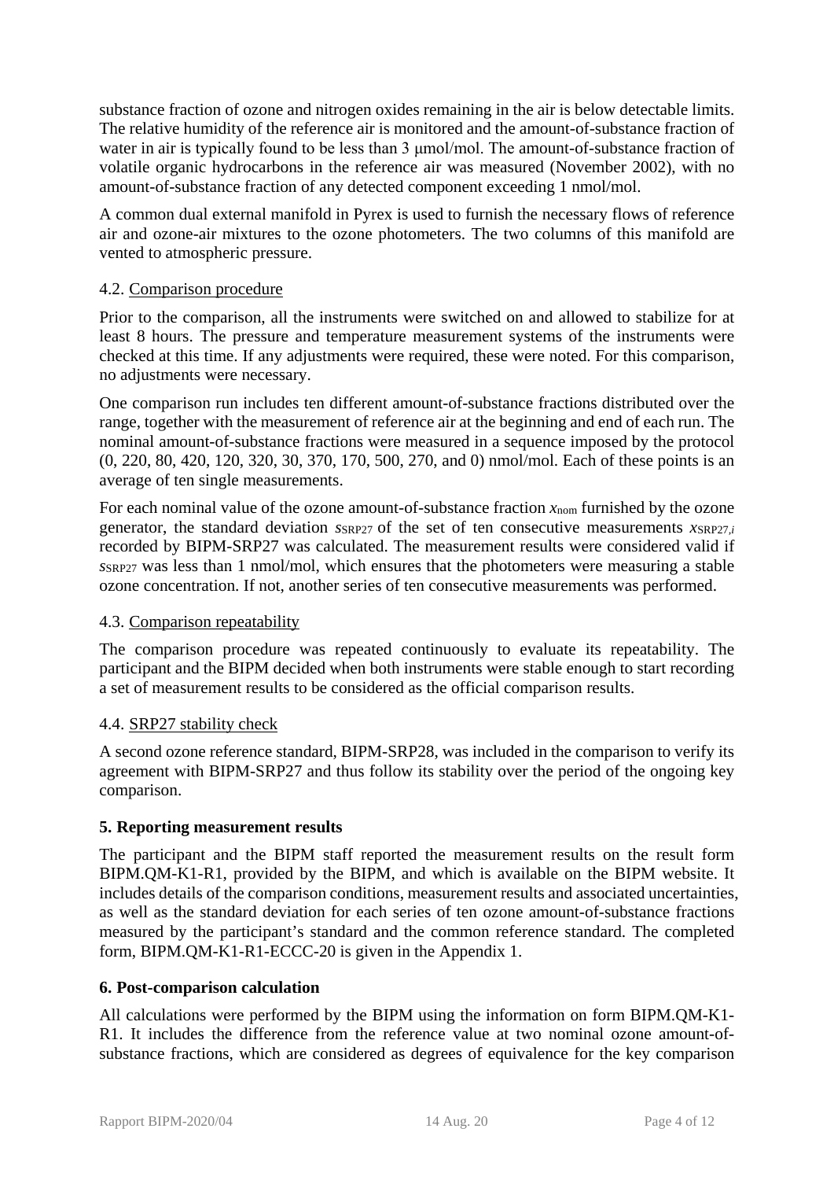substance fraction of ozone and nitrogen oxides remaining in the air is below detectable limits. The relative humidity of the reference air is monitored and the amount-of-substance fraction of water in air is typically found to be less than 3 μmol/mol. The amount-of-substance fraction of volatile organic hydrocarbons in the reference air was measured (November 2002), with no amount-of-substance fraction of any detected component exceeding 1 nmol/mol.

A common dual external manifold in Pyrex is used to furnish the necessary flows of reference air and ozone-air mixtures to the ozone photometers. The two columns of this manifold are vented to atmospheric pressure.

### 4.2. Comparison procedure

Prior to the comparison, all the instruments were switched on and allowed to stabilize for at least 8 hours. The pressure and temperature measurement systems of the instruments were checked at this time. If any adjustments were required, these were noted. For this comparison, no adjustments were necessary.

One comparison run includes ten different amount-of-substance fractions distributed over the range, together with the measurement of reference air at the beginning and end of each run. The nominal amount-of-substance fractions were measured in a sequence imposed by the protocol (0, 220, 80, 420, 120, 320, 30, 370, 170, 500, 270, and 0) nmol/mol. Each of these points is an average of ten single measurements.

For each nominal value of the ozone amount-of-substance fraction $x_{\mathrm{nom}}$ furnished by the ozone generator, the standard deviation $s_{\mathrm{SRP27}}$ of the set of ten consecutive measurements $x_{\mathrm{SRP27},i}$ recorded by BIPM-SRP27 was calculated. The measurement results were considered valid if $s_{\mathrm{SRP27}}$ was less than 1 nmol/mol, which ensures that the photometers were measuring a stable ozone concentration. If not, another series of ten consecutive measurements was performed.

### 4.3. Comparison repeatability

The comparison procedure was repeated continuously to evaluate its repeatability. The participant and the BIPM decided when both instruments were stable enough to start recording a set of measurement results to be considered as the official comparison results.

### 4.4. SRP27 stability check

A second ozone reference standard, BIPM-SRP28, was included in the comparison to verify its agreement with BIPM-SRP27 and thus follow its stability over the period of the ongoing key comparison.

## 5. Reporting measurement results

The participant and the BIPM staff reported the measurement results on the result form BIPM.QM-K1-R1, provided by the BIPM, and which is available on the BIPM website. It includes details of the comparison conditions, measurement results and associated uncertainties, as well as the standard deviation for each series of ten ozone amount-of-substance fractions measured by the participant's standard and the common reference standard. The completed form, BIPM.QM-K1-R1-ECCC-20 is given in the Appendix 1.

## 6. Post-comparison calculation

All calculations were performed by the BIPM using the information on form BIPM.QM-K1-R1. It includes the difference from the reference value at two nominal ozone amount-of-substance fractions, which are considered as degrees of equivalence for the key comparison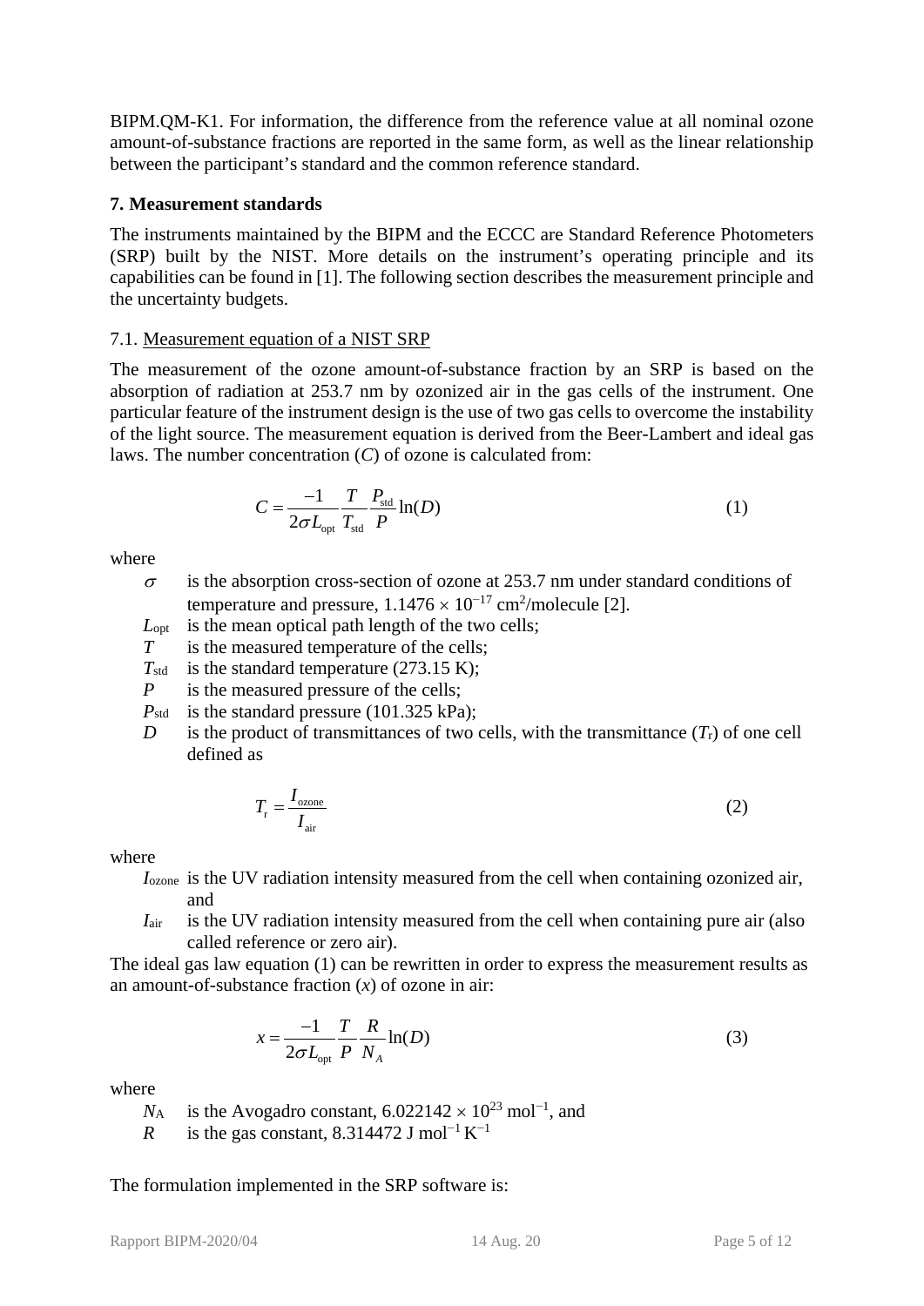BIPM.QM-K1. For information, the difference from the reference value at all nominal ozone amount-of-substance fractions are reported in the same form, as well as the linear relationship between the participant's standard and the common reference standard.

## 7. Measurement standards

The instruments maintained by the BIPM and the ECCC are Standard Reference Photometers (SRP) built by the NIST. More details on the instrument's operating principle and its capabilities can be found in [1]. The following section describes the measurement principle and the uncertainty budgets.

### 7.1. Measurement equation of a NIST SRP

The measurement of the ozone amount-of-substance fraction by an SRP is based on the absorption of radiation at 253.7 nm by ozonized air in the gas cells of the instrument. One particular feature of the instrument design is the use of two gas cells to overcome the instability of the light source. The measurement equation is derived from the Beer-Lambert and ideal gas laws. The number concentration ($C$) of ozone is calculated from:

$$C = \frac{-1}{2\sigma L_{\text{opt}}} \frac{T}{T_{\text{std}}} \frac{P_{\text{std}}}{P} \ln(D) \tag{1}$$

where

- $\sigma$ is the absorption cross-section of ozone at 253.7 nm under standard conditions of temperature and pressure, $1.1476 \times 10^{-17}$ cm$^2$/molecule [2].
- $L_{\text{opt}}$ is the mean optical path length of the two cells;
- $T$ is the measured temperature of the cells;
- $T_{\text{std}}$ is the standard temperature (273.15 K);
- $P$ is the measured pressure of the cells;
- $P_{\text{std}}$ is the standard pressure (101.325 kPa);
- $D$ is the product of transmittances of two cells, with the transmittance ($T_{\text{r}}$) of one cell defined as

$$T_{\text{r}} = \frac{I_{\text{ozone}}}{I_{\text{air}}} \tag{2}$$

where

- $I_{\text{ozone}}$ is the UV radiation intensity measured from the cell when containing ozonized air, and
- $I_{\text{air}}$ is the UV radiation intensity measured from the cell when containing pure air (also called reference or zero air).

The ideal gas law equation (1) can be rewritten in order to express the measurement results as an amount-of-substance fraction ($x$) of ozone in air:

$$x = \frac{-1}{2\sigma L_{\text{opt}}} \frac{T}{P} \frac{R}{N_A} \ln(D) \tag{3}$$

where

- $N_{\text{A}}$ is the Avogadro constant, $6.022142 \times 10^{23}$ mol$^{-1}$, and
- $R$ is the gas constant, 8.314472 J mol$^{-1}$ K$^{-1}$

The formulation implemented in the SRP software is: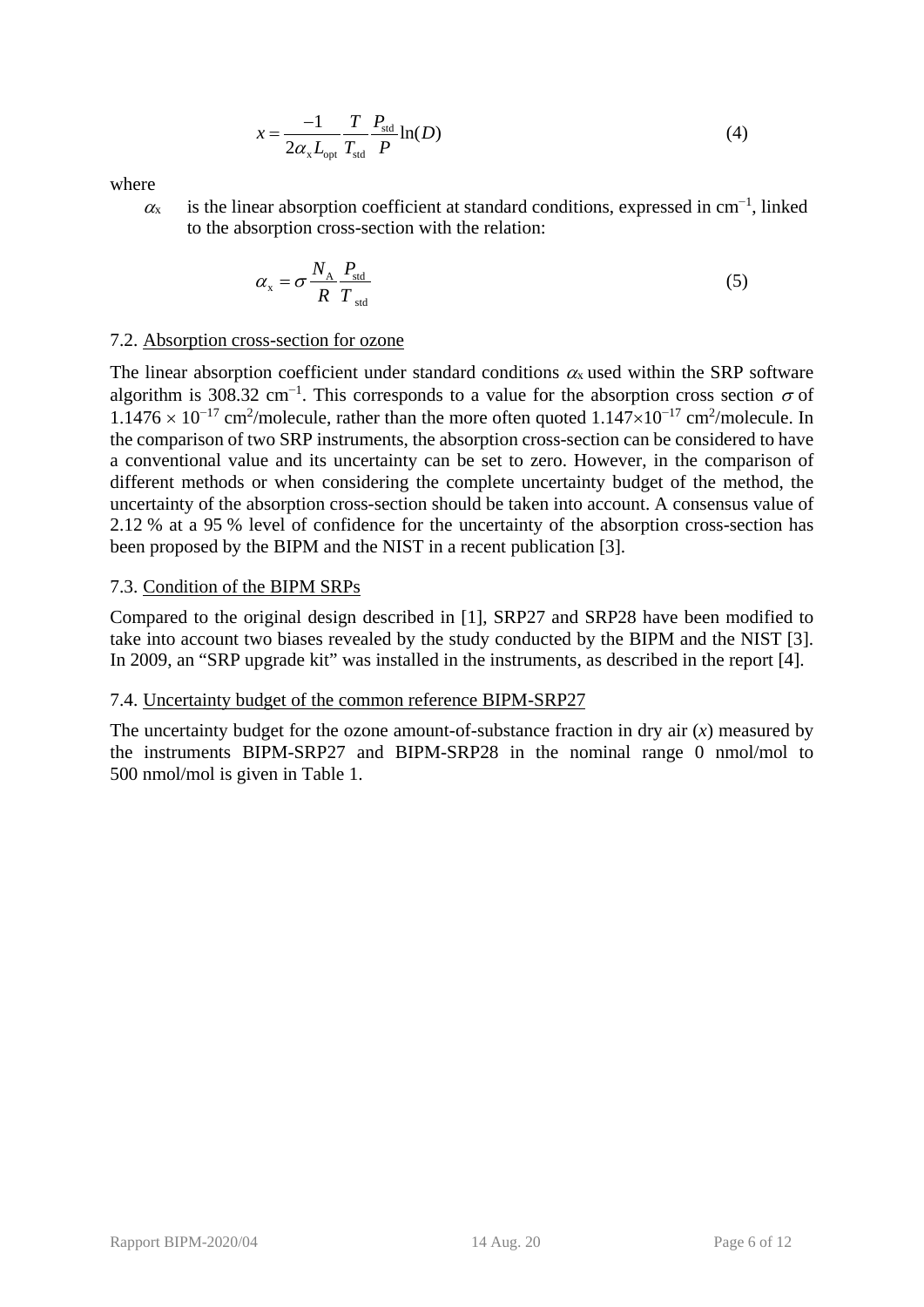$$x = \frac{-1}{2\alpha_x L_{opt}} \frac{T}{T_{std}} \frac{P_{std}}{P} \ln(D) \tag{4}$$

where

$\alpha_x$ is the linear absorption coefficient at standard conditions, expressed in cm$^{-1}$, linked to the absorption cross-section with the relation:

$$\alpha_x = \sigma \frac{N_A}{R} \frac{P_{std}}{T_{std}} \tag{5}$$

### 7.2. Absorption cross-section for ozone

The linear absorption coefficient under standard conditions $\alpha_x$ used within the SRP software algorithm is 308.32 cm$^{-1}$. This corresponds to a value for the absorption cross section $\sigma$ of $1.1476 \times 10^{-17}$ cm$^2$/molecule, rather than the more often quoted $1.147 \times 10^{-17}$ cm$^2$/molecule. In the comparison of two SRP instruments, the absorption cross-section can be considered to have a conventional value and its uncertainty can be set to zero. However, in the comparison of different methods or when considering the complete uncertainty budget of the method, the uncertainty of the absorption cross-section should be taken into account. A consensus value of 2.12 % at a 95 % level of confidence for the uncertainty of the absorption cross-section has been proposed by the BIPM and the NIST in a recent publication [3].

### 7.3. Condition of the BIPM SRPs

Compared to the original design described in [1], SRP27 and SRP28 have been modified to take into account two biases revealed by the study conducted by the BIPM and the NIST [3]. In 2009, an "SRP upgrade kit" was installed in the instruments, as described in the report [4].

### 7.4. Uncertainty budget of the common reference BIPM-SRP27

The uncertainty budget for the ozone amount-of-substance fraction in dry air ($x$) measured by the instruments BIPM-SRP27 and BIPM-SRP28 in the nominal range 0 nmol/mol to 500 nmol/mol is given in Table 1.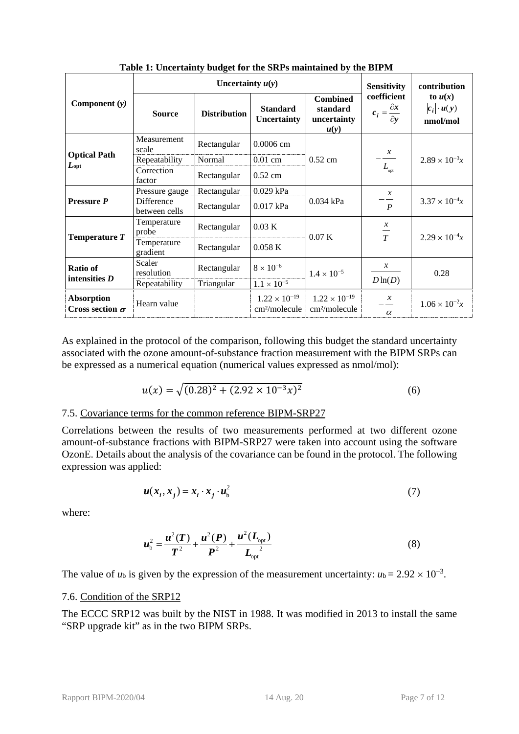**Table 1: Uncertainty budget for the SRPs maintained by the BIPM**

| Component ($y$) | Uncertainty $u(y)$ | | | | Sensitivity coefficient $c_i = \frac{\partial x}{\partial y}$ | contribution to $u(x)$ $\lvert c_i \rvert \cdot u(y)$ nmol/mol |
|---|---|---|---|---|---|---|
| | **Source** | **Distribution** | **Standard Uncertainty** | **Combined standard uncertainty $u(y)$** | | |
| **Optical Path $L_{opt}$** | Measurement scale | Rectangular | 0.0006 cm | 0.52 cm | $-\frac{x}{L_{opt}}$ | $2.89 \times 10^{-3}x$ |
| | Repeatability | Normal | 0.01 cm | | | |
| | Correction factor | Rectangular | 0.52 cm | | | |
| **Pressure $P$** | Pressure gauge | Rectangular | 0.029 kPa | 0.034 kPa | $-\frac{x}{P}$ | $3.37 \times 10^{-4}x$ |
| | Difference between cells | Rectangular | 0.017 kPa | | | |
| **Temperature $T$** | Temperature probe | Rectangular | 0.03 K | 0.07 K | $\frac{x}{T}$ | $2.29 \times 10^{-4}x$ |
| | Temperature gradient | Rectangular | 0.058 K | | | |
| **Ratio of intensities $D$** | Scaler resolution | Rectangular | $8 \times 10^{-6}$ | $1.4 \times 10^{-5}$ | $\frac{x}{D \ln(D)}$ | 0.28 |
| | Repeatability | Triangular | $1.1 \times 10^{-5}$ | | | |
| **Absorption Cross section $\sigma$** | Hearn value | | $1.22 \times 10^{-19}$ cm²/molecule | $1.22 \times 10^{-19}$ cm²/molecule | $-\frac{x}{\alpha}$ | $1.06 \times 10^{-2}x$ |

As explained in the protocol of the comparison, following this budget the standard uncertainty associated with the ozone amount-of-substance fraction measurement with the BIPM SRPs can be expressed as a numerical equation (numerical values expressed as nmol/mol):

$$u(x) = \sqrt{(0.28)^2 + (2.92 \times 10^{-3}x)^2} \tag{6}$$

## 7.5. Covariance terms for the common reference BIPM-SRP27

Correlations between the results of two measurements performed at two different ozone amount-of-substance fractions with BIPM-SRP27 were taken into account using the software OzonE. Details about the analysis of the covariance can be found in the protocol. The following expression was applied:

$$u(x_i, x_j) = x_i \cdot x_j \cdot u_b^2 \tag{7}$$

where:

$$u_b^2 = \frac{u^2(T)}{T^2} + \frac{u^2(P)}{P^2} + \frac{u^2(L_{opt})}{L_{opt}^{\ 2}} \tag{8}$$

The value of $u_b$ is given by the expression of the measurement uncertainty: $u_b = 2.92 \times 10^{-3}$.

## 7.6. Condition of the SRP12

The ECCC SRP12 was built by the NIST in 1988. It was modified in 2013 to install the same "SRP upgrade kit" as in the two BIPM SRPs.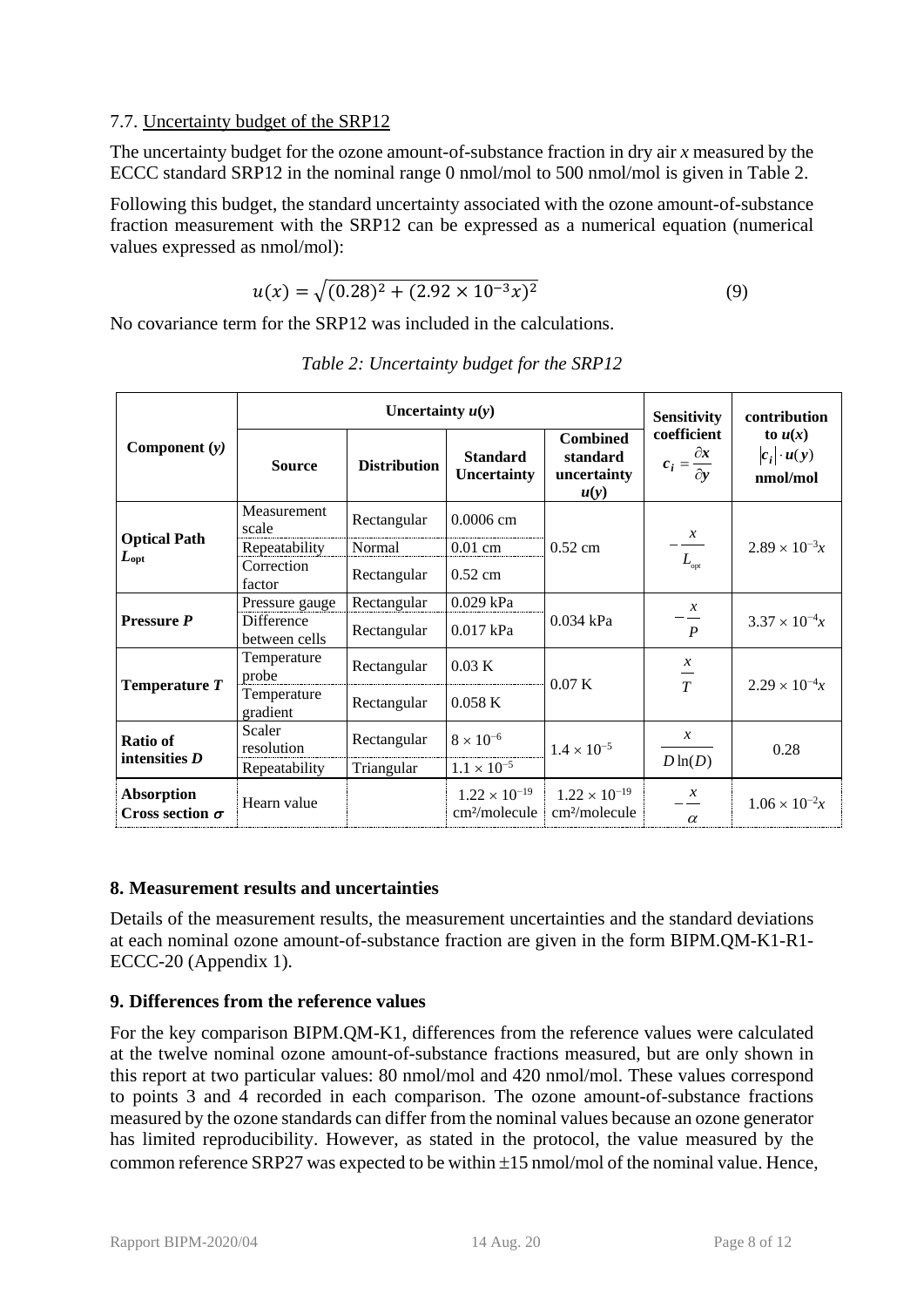### 7.7. Uncertainty budget of the SRP12

The uncertainty budget for the ozone amount-of-substance fraction in dry air $x$ measured by the ECCC standard SRP12 in the nominal range 0 nmol/mol to 500 nmol/mol is given in Table 2.

Following this budget, the standard uncertainty associated with the ozone amount-of-substance fraction measurement with the SRP12 can be expressed as a numerical equation (numerical values expressed as nmol/mol):

$$u(x) = \sqrt{(0.28)^2 + (2.92 \times 10^{-3} x)^2} \tag{9}$$

No covariance term for the SRP12 was included in the calculations.

*Table 2: Uncertainty budget for the SRP12*

| Component ($y$) | Uncertainty $u(y)$ | | | | Sensitivity coefficient $c_i = \frac{\partial x}{\partial y}$ | contribution to $u(x)$ $\lvert c_i \rvert \cdot u(y)$ nmol/mol |
|---|---|---|---|---|---|---|
| | Source | Distribution | Standard Uncertainty | Combined standard uncertainty $u(y)$ | | |
| **Optical Path $L_{opt}$** | Measurement scale | Rectangular | 0.0006 cm | 0.52 cm | $-\frac{x}{L_{opt}}$ | $2.89 \times 10^{-3}x$ |
| | Repeatability | Normal | 0.01 cm | | | |
| | Correction factor | Rectangular | 0.52 cm | | | |
| **Pressure $P$** | Pressure gauge | Rectangular | 0.029 kPa | 0.034 kPa | $-\frac{x}{P}$ | $3.37 \times 10^{-4}x$ |
| | Difference between cells | Rectangular | 0.017 kPa | | | |
| **Temperature $T$** | Temperature probe | Rectangular | 0.03 K | 0.07 K | $\frac{x}{T}$ | $2.29 \times 10^{-4}x$ |
| | Temperature gradient | Rectangular | 0.058 K | | | |
| **Ratio of intensities $D$** | Scaler resolution | Rectangular | $8 \times 10^{-6}$ | $1.4 \times 10^{-5}$ | $\frac{x}{D \ln(D)}$ | 0.28 |
| | Repeatability | Triangular | $1.1 \times 10^{-5}$ | | | |
| **Absorption Cross section $\sigma$** | Hearn value | | $1.22 \times 10^{-19}$ cm²/molecule | $1.22 \times 10^{-19}$ cm²/molecule | $-\frac{x}{\alpha}$ | $1.06 \times 10^{-2}x$ |

## 8. Measurement results and uncertainties

Details of the measurement results, the measurement uncertainties and the standard deviations at each nominal ozone amount-of-substance fraction are given in the form BIPM.QM-K1-R1-ECCC-20 (Appendix 1).

## 9. Differences from the reference values

For the key comparison BIPM.QM-K1, differences from the reference values were calculated at the twelve nominal ozone amount-of-substance fractions measured, but are only shown in this report at two particular values: 80 nmol/mol and 420 nmol/mol. These values correspond to points 3 and 4 recorded in each comparison. The ozone amount-of-substance fractions measured by the ozone standards can differ from the nominal values because an ozone generator has limited reproducibility. However, as stated in the protocol, the value measured by the common reference SRP27 was expected to be within ±15 nmol/mol of the nominal value. Hence,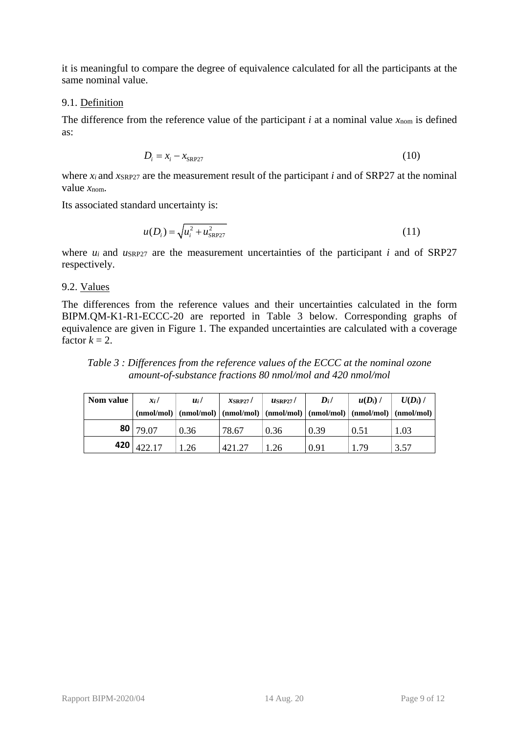it is meaningful to compare the degree of equivalence calculated for all the participants at the same nominal value.

9.1. Definition

The difference from the reference value of the participant $i$ at a nominal value $x_{nom}$ is defined as:

$$D_i = x_i - x_{SRP27} \tag{10}$$

where $x_i$ and $x_{SRP27}$ are the measurement result of the participant $i$ and of SRP27 at the nominal value $x_{nom}$.

Its associated standard uncertainty is:

$$u(D_i) = \sqrt{u_i^2 + u_{SRP27}^2} \tag{11}$$

where $u_i$ and $u_{SRP27}$ are the measurement uncertainties of the participant $i$ and of SRP27 respectively.

9.2. Values

The differences from the reference values and their uncertainties calculated in the form BIPM.QM-K1-R1-ECCC-20 are reported in Table 3 below. Corresponding graphs of equivalence are given in Figure 1. The expanded uncertainties are calculated with a coverage factor $k = 2$.

*Table 3 : Differences from the reference values of the ECCC at the nominal ozone amount-of-substance fractions 80 nmol/mol and 420 nmol/mol*

| Nom value | $x_i$ / (nmol/mol) | $u_i$ / (nmol/mol) | $x_{SRP27}$ / (nmol/mol) | $u_{SRP27}$ / (nmol/mol) | $D_i$ / (nmol/mol) | $u(D_i)$ / (nmol/mol) | $U(D_i)$ / (nmol/mol) |
|---|---|---|---|---|---|---|---|
| **80** | 79.07 | 0.36 | 78.67 | 0.36 | 0.39 | 0.51 | 1.03 |
| **420** | 422.17 | 1.26 | 421.27 | 1.26 | 0.91 | 1.79 | 3.57 |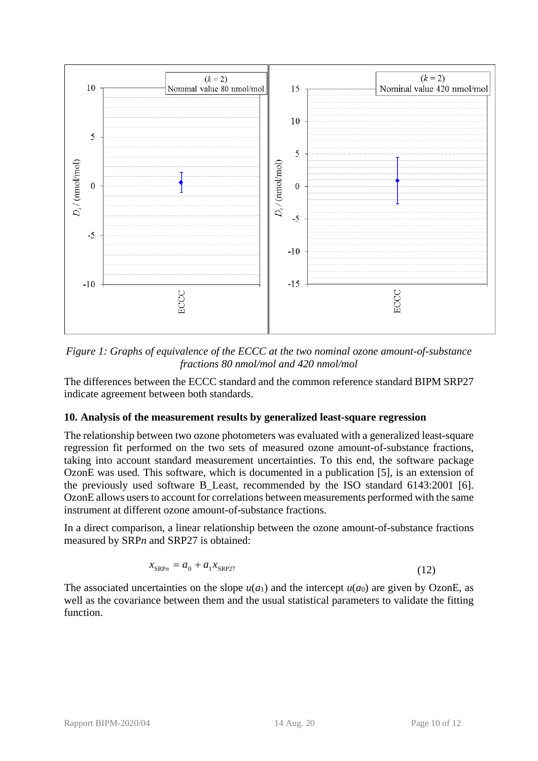*Figure 1: Graphs of equivalence of the ECCC at the two nominal ozone amount-of-substance fractions 80 nmol/mol and 420 nmol/mol*

The differences between the ECCC standard and the common reference standard BIPM SRP27 indicate agreement between both standards.

### 10. Analysis of the measurement results by generalized least-square regression

The relationship between two ozone photometers was evaluated with a generalized least-square regression fit performed on the two sets of measured ozone amount-of-substance fractions, taking into account standard measurement uncertainties. To this end, the software package OzonE was used. This software, which is documented in a publication [5], is an extension of the previously used software B_Least, recommended by the ISO standard 6143:2001 [6]. OzonE allows users to account for correlations between measurements performed with the same instrument at different ozone amount-of-substance fractions.

In a direct comparison, a linear relationship between the ozone amount-of-substance fractions measured by SRP*n* and SRP27 is obtained:

$$x_{\mathrm{SRP}n} = a_0 + a_1 x_{\mathrm{SRP27}} \tag{12}$$

The associated uncertainties on the slope $u(a_1)$ and the intercept $u(a_0)$ are given by OzonE, as well as the covariance between them and the usual statistical parameters to validate the fitting function.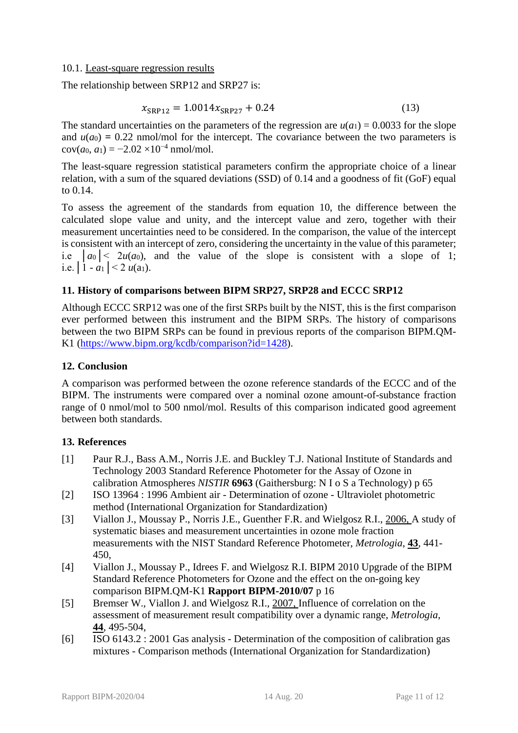10.1. Least-square regression results

The relationship between SRP12 and SRP27 is:

$$x_{\text{SRP12}} = 1.0014 x_{\text{SRP27}} + 0.24 \tag{13}$$

The standard uncertainties on the parameters of the regression are $u(a_1) = 0.0033$ for the slope and $u(a_0) = 0.22$ nmol/mol for the intercept. The covariance between the two parameters is $\text{cov}(a_0, a_1) = -2.02 \times 10^{-4}$ nmol/mol.

The least-square regression statistical parameters confirm the appropriate choice of a linear relation, with a sum of the squared deviations (SSD) of 0.14 and a goodness of fit (GoF) equal to 0.14.

To assess the agreement of the standards from equation 10, the difference between the calculated slope value and unity, and the intercept value and zero, together with their measurement uncertainties need to be considered. In the comparison, the value of the intercept is consistent with an intercept of zero, considering the uncertainty in the value of this parameter; i.e $|a_0| < 2u(a_0)$, and the value of the slope is consistent with a slope of 1; i.e. $|1 - a_1| < 2\,u(a_1)$.

## 11. History of comparisons between BIPM SRP27, SRP28 and ECCC SRP12

Although ECCC SRP12 was one of the first SRPs built by the NIST, this is the first comparison ever performed between this instrument and the BIPM SRPs. The history of comparisons between the two BIPM SRPs can be found in previous reports of the comparison BIPM.QM-K1 (https://www.bipm.org/kcdb/comparison?id=1428).

## 12. Conclusion

A comparison was performed between the ozone reference standards of the ECCC and of the BIPM. The instruments were compared over a nominal ozone amount-of-substance fraction range of 0 nmol/mol to 500 nmol/mol. Results of this comparison indicated good agreement between both standards.

## 13. References

- [1] Paur R.J., Bass A.M., Norris J.E. and Buckley T.J. National Institute of Standards and Technology 2003 Standard Reference Photometer for the Assay of Ozone in calibration Atmospheres *NISTIR* **6963** (Gaithersburg: N I o S a Technology) p 65
- [2] ISO 13964 : 1996 Ambient air - Determination of ozone - Ultraviolet photometric method (International Organization for Standardization)
- [3] Viallon J., Moussay P., Norris J.E., Guenther F.R. and Wielgosz R.I., 2006, A study of systematic biases and measurement uncertainties in ozone mole fraction measurements with the NIST Standard Reference Photometer, *Metrologia*, **43**, 441-450,
- [4] Viallon J., Moussay P., Idrees F. and Wielgosz R.I. BIPM 2010 Upgrade of the BIPM Standard Reference Photometers for Ozone and the effect on the on-going key comparison BIPM.QM-K1 **Rapport BIPM-2010/07** p 16
- [5] Bremser W., Viallon J. and Wielgosz R.I., 2007, Influence of correlation on the assessment of measurement result compatibility over a dynamic range, *Metrologia*, **44**, 495-504,
- [6] ISO 6143.2 : 2001 Gas analysis - Determination of the composition of calibration gas mixtures - Comparison methods (International Organization for Standardization)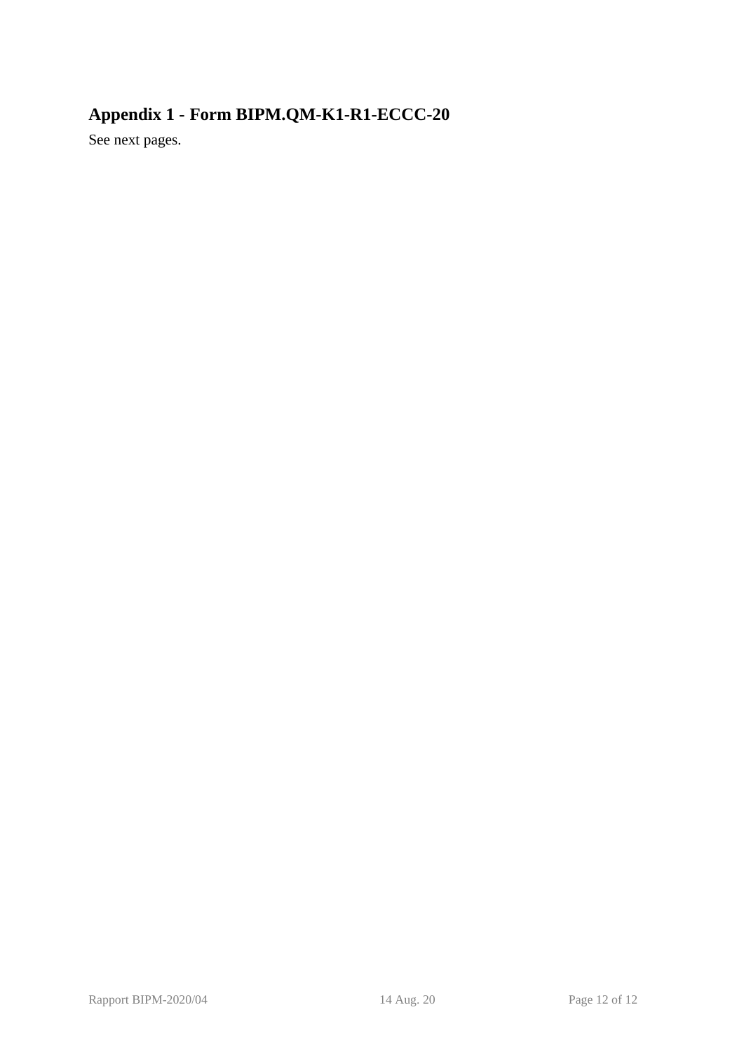## Appendix 1 - Form BIPM.QM-K1-R1-ECCC-20

See next pages.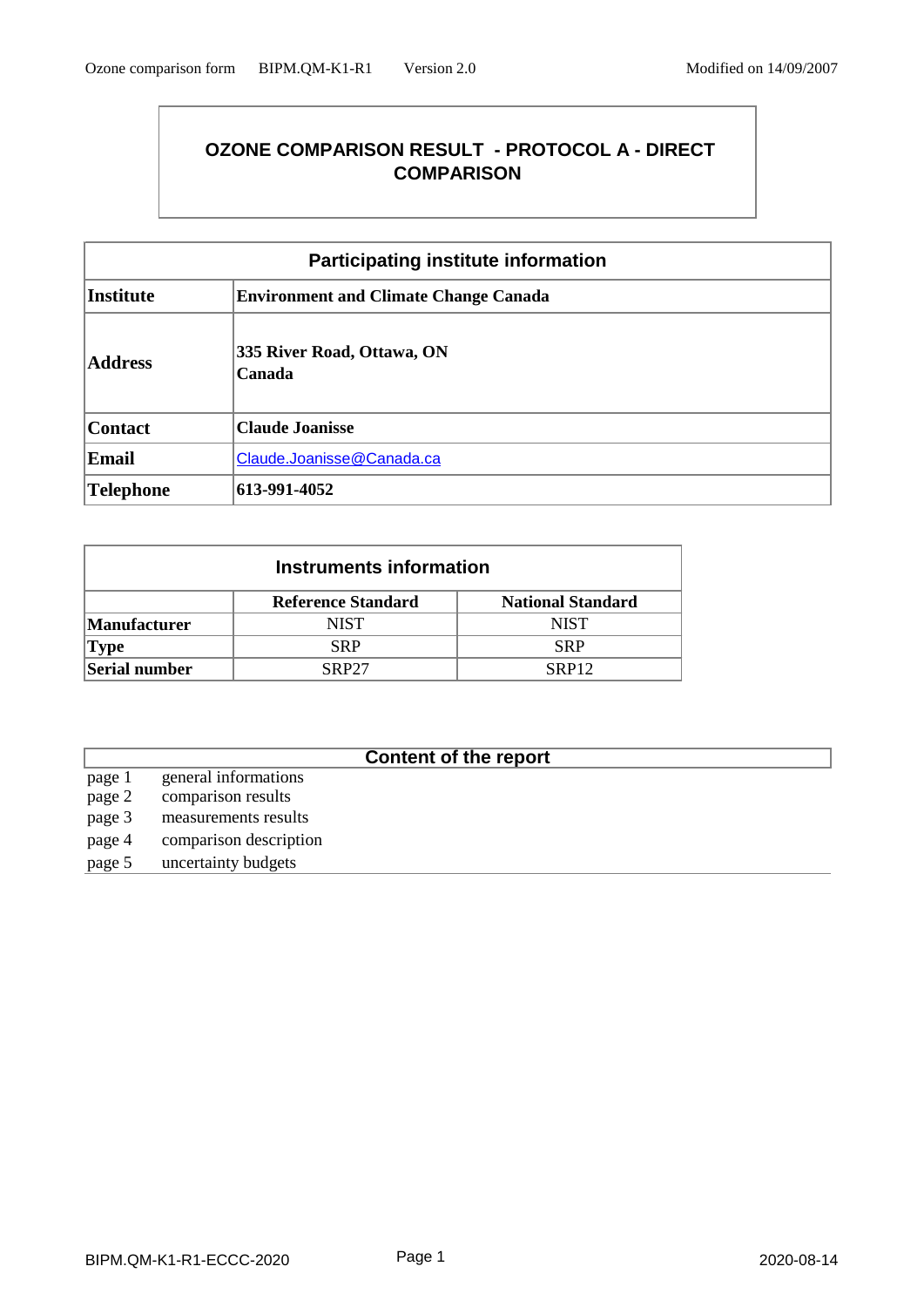# OZONE COMPARISON RESULT - PROTOCOL A - DIRECT COMPARISON

| Participating institute information | |
|---|---|
| **Institute** | **Environment and Climate Change Canada** |
| **Address** | **335 River Road, Ottawa, ON Canada** |
| **Contact** | **Claude Joanisse** |
| **Email** | Claude.Joanisse@Canada.ca |
| **Telephone** | **613-991-4052** |

| Instruments information | | |
|---|---|---|
| | **Reference Standard** | **National Standard** |
| **Manufacturer** | NIST | NIST |
| **Type** | SRP | SRP |
| **Serial number** | SRP27 | SRP12 |

| Content of the report | |
|---|---|
| page 1 | general informations |
| page 2 | comparison results |
| page 3 | measurements results |
| page 4 | comparison description |
| page 5 | uncertainty budgets |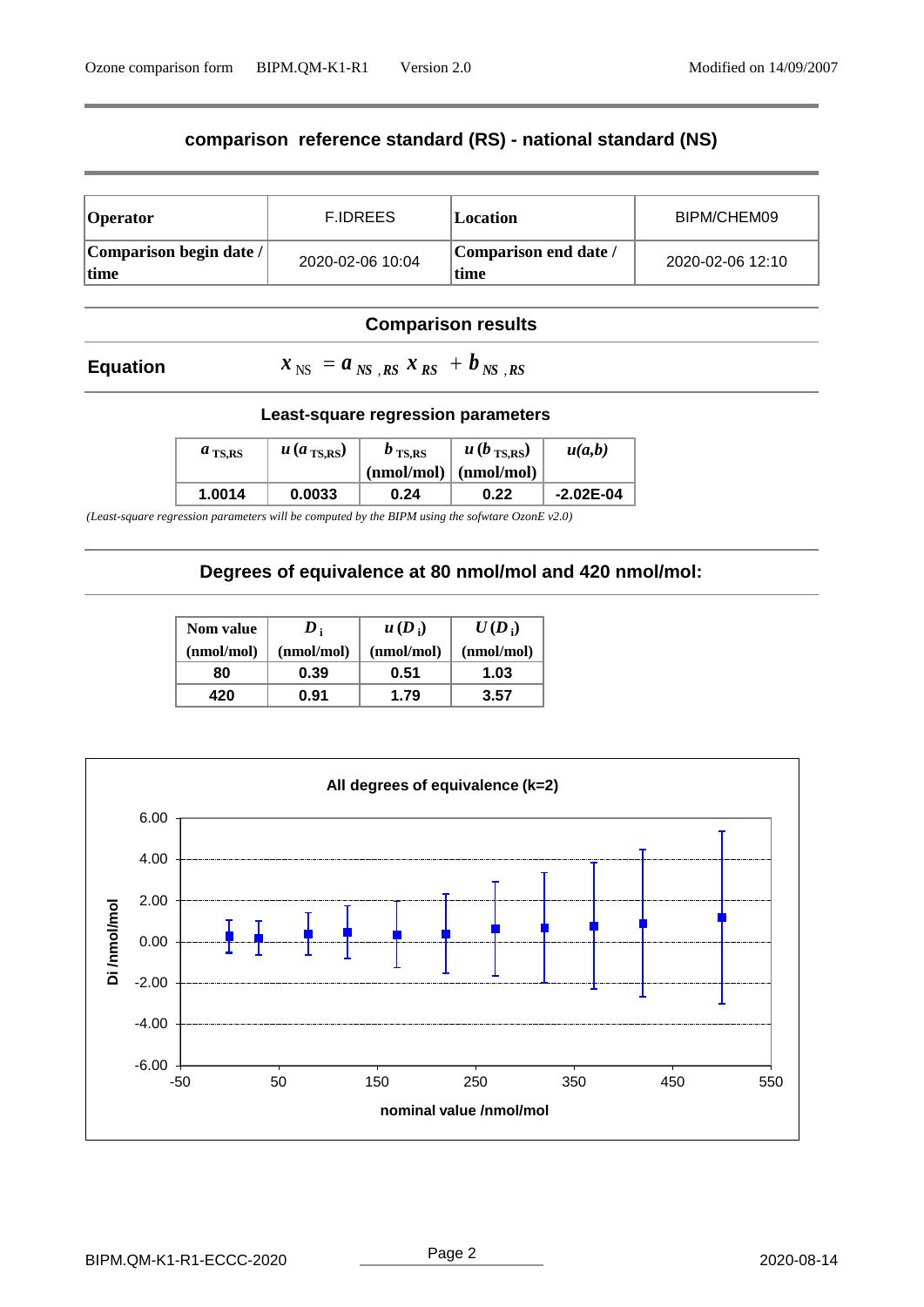## comparison reference standard (RS) - national standard (NS)

| **Operator** | F.IDREES | **Location** | BIPM/CHEM09 |
|---|---|---|---|
| **Comparison begin date / time** | 2020-02-06 10:04 | **Comparison end date / time** | 2020-02-06 12:10 |

### Comparison results

**Equation** $$x_{NS} = a_{NS,RS}\, x_{RS} + b_{NS,RS}$$

#### Least-square regression parameters

| $a_{TS,RS}$ | $u(a_{TS,RS})$ | $b_{TS,RS}$ (nmol/mol) | $u(b_{TS,RS})$ (nmol/mol) | $u(a,b)$ |
|---|---|---|---|---|
| 1.0014 | 0.0033 | 0.24 | 0.22 | -2.02E-04 |

*(Least-square regression parameters will be computed by the BIPM using the sofwtare OzonE v2.0)*

### Degrees of equivalence at 80 nmol/mol and 420 nmol/mol:

| Nom value (nmol/mol) | $D_i$ (nmol/mol) | $u(D_i)$ (nmol/mol) | $U(D_i)$ (nmol/mol) |
|---|---|---|---|
| 80 | 0.39 | 0.51 | 1.03 |
| 420 | 0.91 | 1.79 | 3.57 |

**All degrees of equivalence (k=2)**

(Chart: Di /nmol/mol versus nominal value /nmol/mol)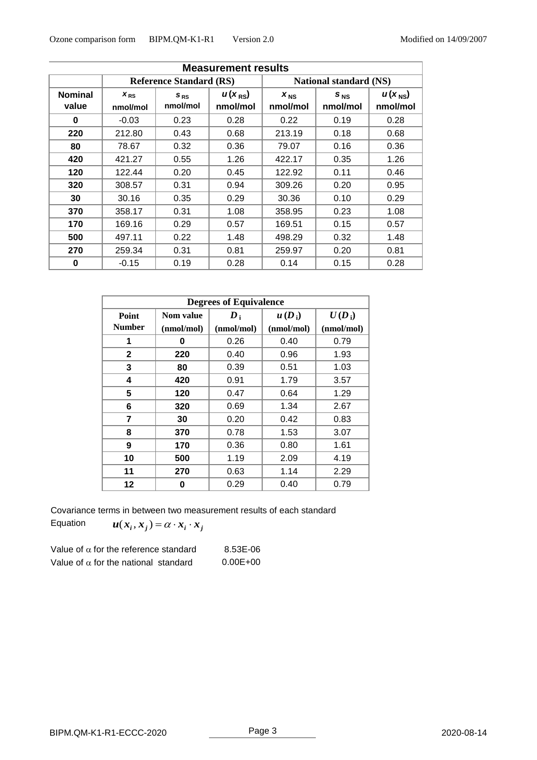| Measurement results | | | | | | |
|---|---|---|---|---|---|---|
| | Reference Standard (RS) | | | National standard (NS) | | |
| Nominal value | $x_{RS}$ nmol/mol | $s_{RS}$ nmol/mol | $u(x_{RS})$ nmol/mol | $x_{NS}$ nmol/mol | $s_{NS}$ nmol/mol | $u(x_{NS})$ nmol/mol |
| **0** | -0.03 | 0.23 | 0.28 | 0.22 | 0.19 | 0.28 |
| **220** | 212.80 | 0.43 | 0.68 | 213.19 | 0.18 | 0.68 |
| **80** | 78.67 | 0.32 | 0.36 | 79.07 | 0.16 | 0.36 |
| **420** | 421.27 | 0.55 | 1.26 | 422.17 | 0.35 | 1.26 |
| **120** | 122.44 | 0.20 | 0.45 | 122.92 | 0.11 | 0.46 |
| **320** | 308.57 | 0.31 | 0.94 | 309.26 | 0.20 | 0.95 |
| **30** | 30.16 | 0.35 | 0.29 | 30.36 | 0.10 | 0.29 |
| **370** | 358.17 | 0.31 | 1.08 | 358.95 | 0.23 | 1.08 |
| **170** | 169.16 | 0.29 | 0.57 | 169.51 | 0.15 | 0.57 |
| **500** | 497.11 | 0.22 | 1.48 | 498.29 | 0.32 | 1.48 |
| **270** | 259.34 | 0.31 | 0.81 | 259.97 | 0.20 | 0.81 |
| **0** | -0.15 | 0.19 | 0.28 | 0.14 | 0.15 | 0.28 |

| Degrees of Equivalence | | | | |
|---|---|---|---|---|
| Point Number | Nom value (nmol/mol) | $D_i$ (nmol/mol) | $u(D_i)$ (nmol/mol) | $U(D_i)$ (nmol/mol) |
| **1** | **0** | 0.26 | 0.40 | 0.79 |
| **2** | **220** | 0.40 | 0.96 | 1.93 |
| **3** | **80** | 0.39 | 0.51 | 1.03 |
| **4** | **420** | 0.91 | 1.79 | 3.57 |
| **5** | **120** | 0.47 | 0.64 | 1.29 |
| **6** | **320** | 0.69 | 1.34 | 2.67 |
| **7** | **30** | 0.20 | 0.42 | 0.83 |
| **8** | **370** | 0.78 | 1.53 | 3.07 |
| **9** | **170** | 0.36 | 0.80 | 1.61 |
| **10** | **500** | 1.19 | 2.09 | 4.19 |
| **11** | **270** | 0.63 | 1.14 | 2.29 |
| **12** | **0** | 0.29 | 0.40 | 0.79 |

Covariance terms in between two measurement results of each standard

Equation $u(x_i, x_j) = \alpha \cdot x_i \cdot x_j$

Value of $\alpha$ for the reference standard 8.53E-06

Value of $\alpha$ for the national standard 0.00E+00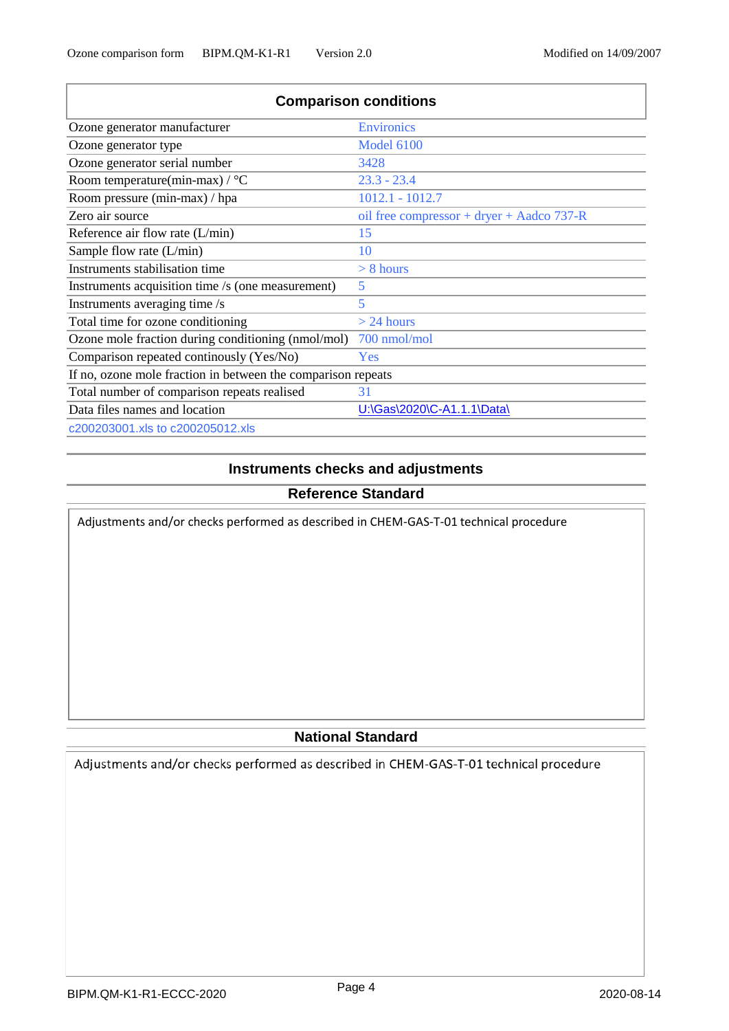## Comparison conditions

| | |
|---|---|
| Ozone generator manufacturer | Environics |
| Ozone generator type | Model 6100 |
| Ozone generator serial number | 3428 |
| Room temperature(min-max) / °C | 23.3 - 23.4 |
| Room pressure (min-max) / hpa | 1012.1 - 1012.7 |
| Zero air source | oil free compressor + dryer + Aadco 737-R |
| Reference air flow rate (L/min) | 15 |
| Sample flow rate (L/min) | 10 |
| Instruments stabilisation time | > 8 hours |
| Instruments acquisition time /s (one measurement) | 5 |
| Instruments averaging time /s | 5 |
| Total time for ozone conditioning | > 24 hours |
| Ozone mole fraction during conditioning (nmol/mol) | 700 nmol/mol |
| Comparison repeated continously (Yes/No) | Yes |
| If no, ozone mole fraction in between the comparison repeats | |
| Total number of comparison repeats realised | 31 |
| Data files names and location | U:\Gas\2020\C-A1.1.1\Data\ |
| c200203001.xls to c200205012.xls | |

## Instruments checks and adjustments

### Reference Standard

Adjustments and/or checks performed as described in CHEM-GAS-T-01 technical procedure

### National Standard

Adjustments and/or checks performed as described in CHEM-GAS-T-01 technical procedure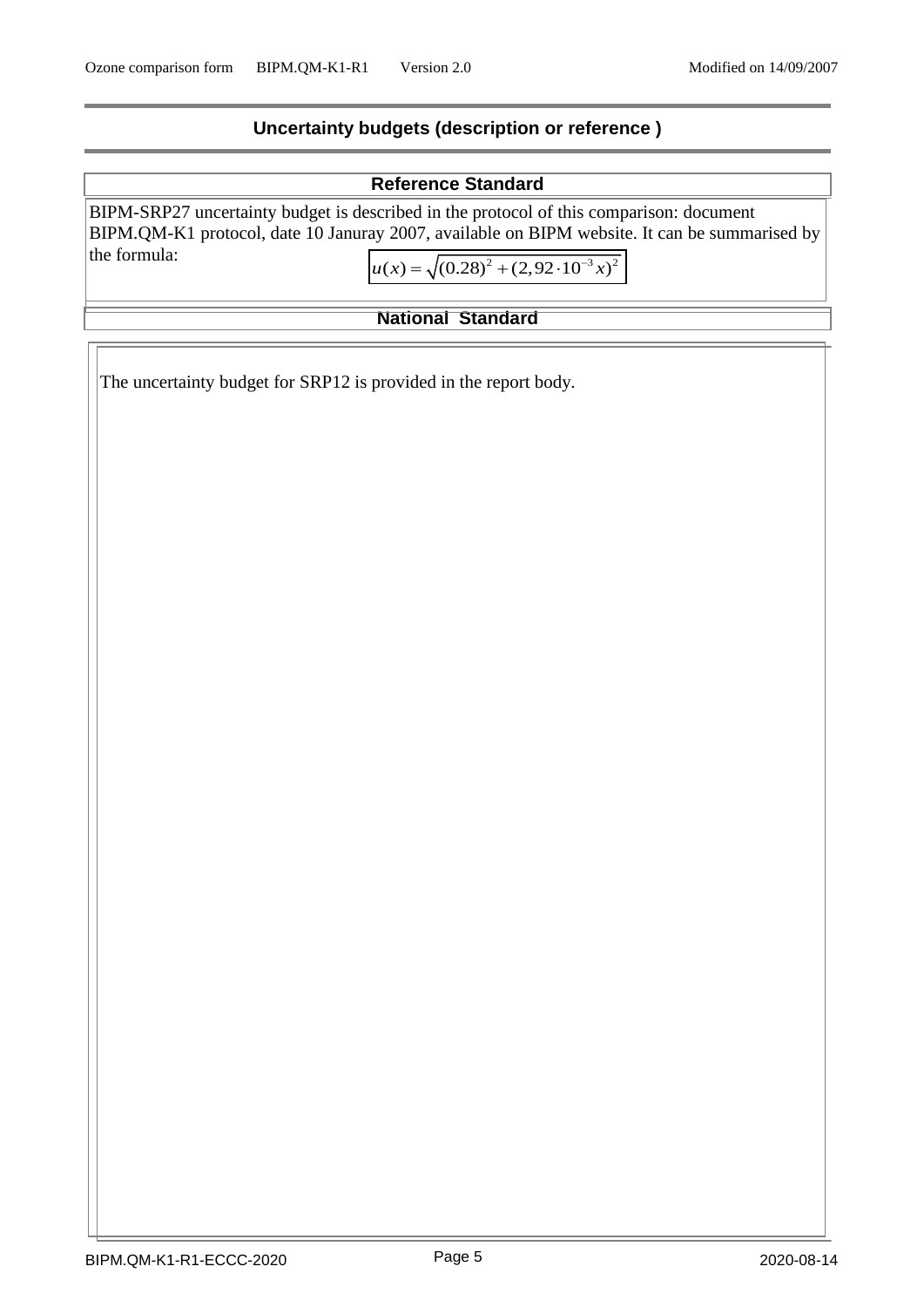## Uncertainty budgets (description or reference )

### Reference Standard

BIPM-SRP27 uncertainty budget is described in the protocol of this comparison: document BIPM.QM-K1 protocol, date 10 Januray 2007, available on BIPM website. It can be summarised by the formula:

$$u(x) = \sqrt{(0.28)^2 + (2,92 \cdot 10^{-3} x)^2}$$

### National Standard

The uncertainty budget for SRP12 is provided in the report body.